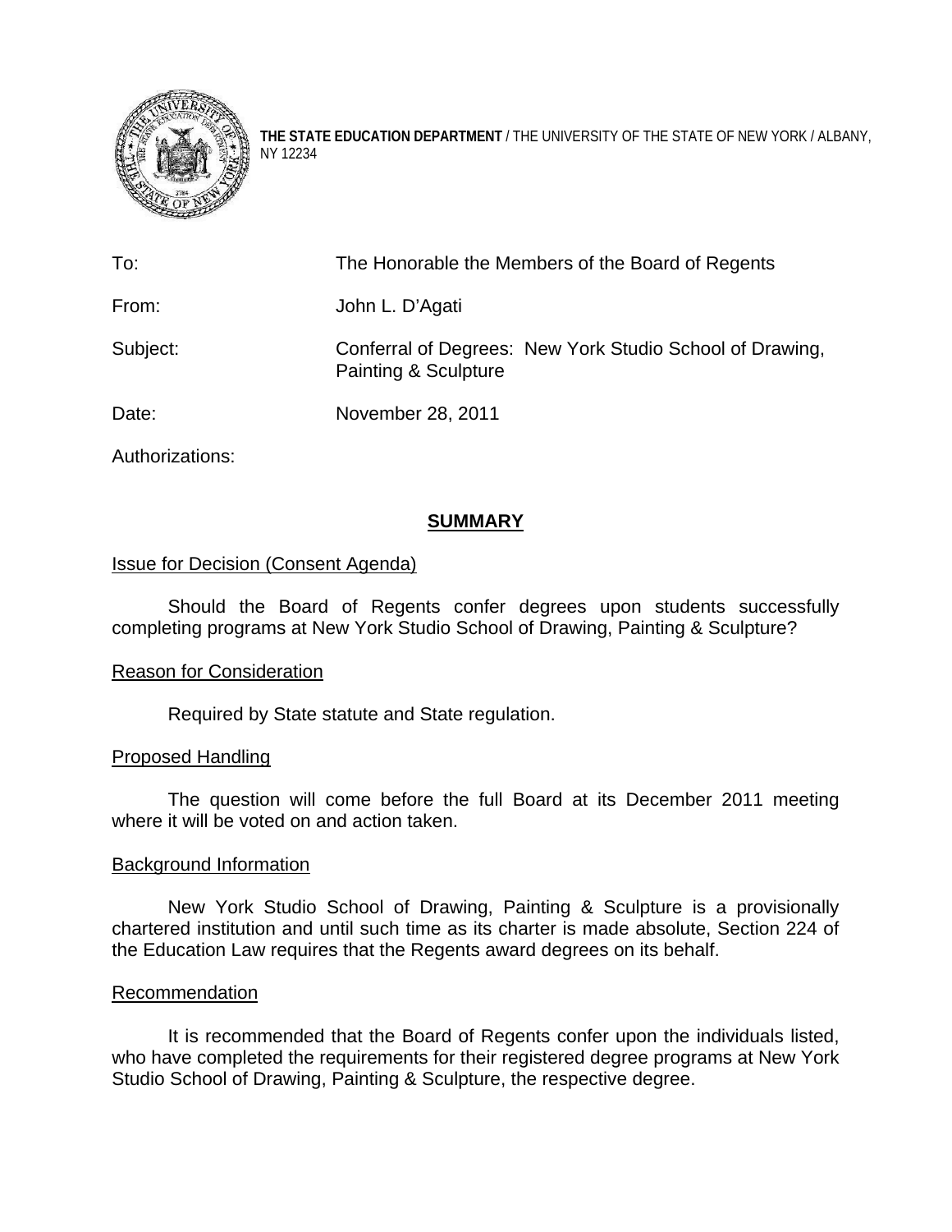**THE STATE EDUCATION DEPARTMENT** / THE UNIVERSITY OF THE STATE OF NEW YORK / ALBANY, NY 12234

To: The Honorable the Members of the Board of Regents

From: John L. D'Agati

Subject: Conferral of Degrees: New York Studio School of Drawing, Painting & Sculpture

Date: November 28, 2011

Authorizations:

## SUMMARY

### Issue for Decision (Consent Agenda)

Should the Board of Regents confer degrees upon students successfully completing programs at New York Studio School of Drawing, Painting & Sculpture?

### Reason for Consideration

Required by State statute and State regulation.

### Proposed Handling

The question will come before the full Board at its December 2011 meeting where it will be voted on and action taken.

### Background Information

New York Studio School of Drawing, Painting & Sculpture is a provisionally chartered institution and until such time as its charter is made absolute, Section 224 of the Education Law requires that the Regents award degrees on its behalf.

### Recommendation

It is recommended that the Board of Regents confer upon the individuals listed, who have completed the requirements for their registered degree programs at New York Studio School of Drawing, Painting & Sculpture, the respective degree.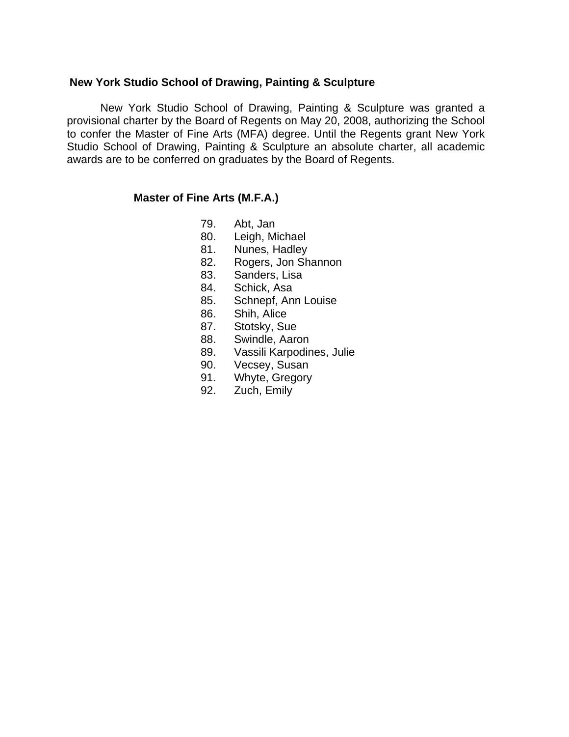## New York Studio School of Drawing, Painting & Sculpture

New York Studio School of Drawing, Painting & Sculpture was granted a provisional charter by the Board of Regents on May 20, 2008, authorizing the School to confer the Master of Fine Arts (MFA) degree. Until the Regents grant New York Studio School of Drawing, Painting & Sculpture an absolute charter, all academic awards are to be conferred on graduates by the Board of Regents.

### Master of Fine Arts (M.F.A.)

79. Abt, Jan
80. Leigh, Michael
81. Nunes, Hadley
82. Rogers, Jon Shannon
83. Sanders, Lisa
84. Schick, Asa
85. Schnepf, Ann Louise
86. Shih, Alice
87. Stotsky, Sue
88. Swindle, Aaron
89. Vassili Karpodines, Julie
90. Vecsey, Susan
91. Whyte, Gregory
92. Zuch, Emily